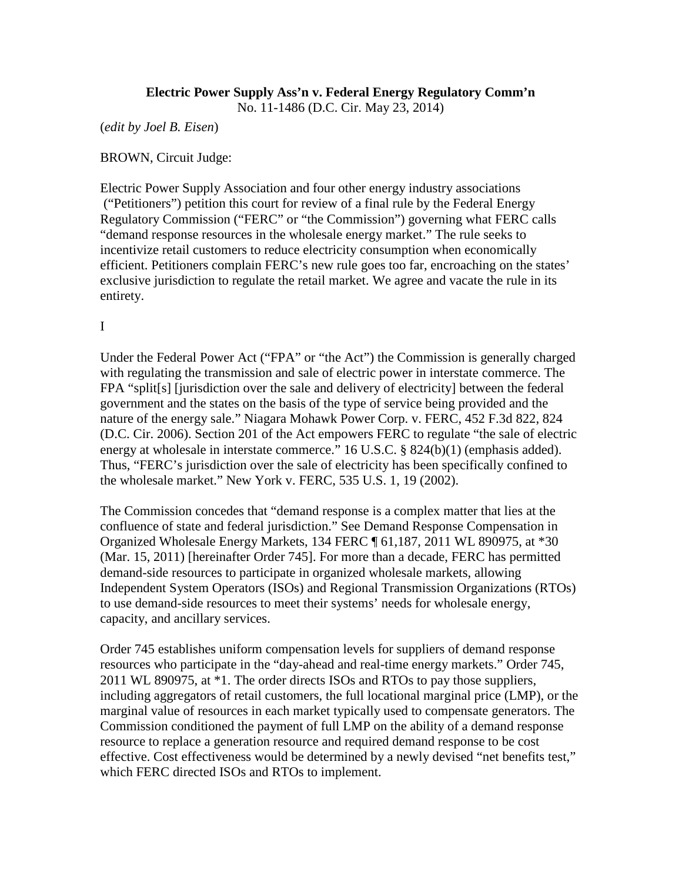**Electric Power Supply Ass'n v. Federal Energy Regulatory Comm'n**
No. 11-1486 (D.C. Cir. May 23, 2014)

(*edit by Joel B. Eisen*)

BROWN, Circuit Judge:

Electric Power Supply Association and four other energy industry associations ("Petitioners") petition this court for review of a final rule by the Federal Energy Regulatory Commission ("FERC" or "the Commission") governing what FERC calls "demand response resources in the wholesale energy market." The rule seeks to incentivize retail customers to reduce electricity consumption when economically efficient. Petitioners complain FERC's new rule goes too far, encroaching on the states' exclusive jurisdiction to regulate the retail market. We agree and vacate the rule in its entirety.

I

Under the Federal Power Act ("FPA" or "the Act") the Commission is generally charged with regulating the transmission and sale of electric power in interstate commerce. The FPA "split[s] [jurisdiction over the sale and delivery of electricity] between the federal government and the states on the basis of the type of service being provided and the nature of the energy sale." Niagara Mohawk Power Corp. v. FERC, 452 F.3d 822, 824 (D.C. Cir. 2006). Section 201 of the Act empowers FERC to regulate "the sale of electric energy at wholesale in interstate commerce." 16 U.S.C. § 824(b)(1) (emphasis added). Thus, "FERC's jurisdiction over the sale of electricity has been specifically confined to the wholesale market." New York v. FERC, 535 U.S. 1, 19 (2002).

The Commission concedes that "demand response is a complex matter that lies at the confluence of state and federal jurisdiction." See Demand Response Compensation in Organized Wholesale Energy Markets, 134 FERC ¶ 61,187, 2011 WL 890975, at *30 (Mar. 15, 2011) [hereinafter Order 745]. For more than a decade, FERC has permitted demand-side resources to participate in organized wholesale markets, allowing Independent System Operators (ISOs) and Regional Transmission Organizations (RTOs) to use demand-side resources to meet their systems' needs for wholesale energy, capacity, and ancillary services.

Order 745 establishes uniform compensation levels for suppliers of demand response resources who participate in the "day-ahead and real-time energy markets." Order 745, 2011 WL 890975, at *1. The order directs ISOs and RTOs to pay those suppliers, including aggregators of retail customers, the full locational marginal price (LMP), or the marginal value of resources in each market typically used to compensate generators. The Commission conditioned the payment of full LMP on the ability of a demand response resource to replace a generation resource and required demand response to be cost effective. Cost effectiveness would be determined by a newly devised "net benefits test," which FERC directed ISOs and RTOs to implement.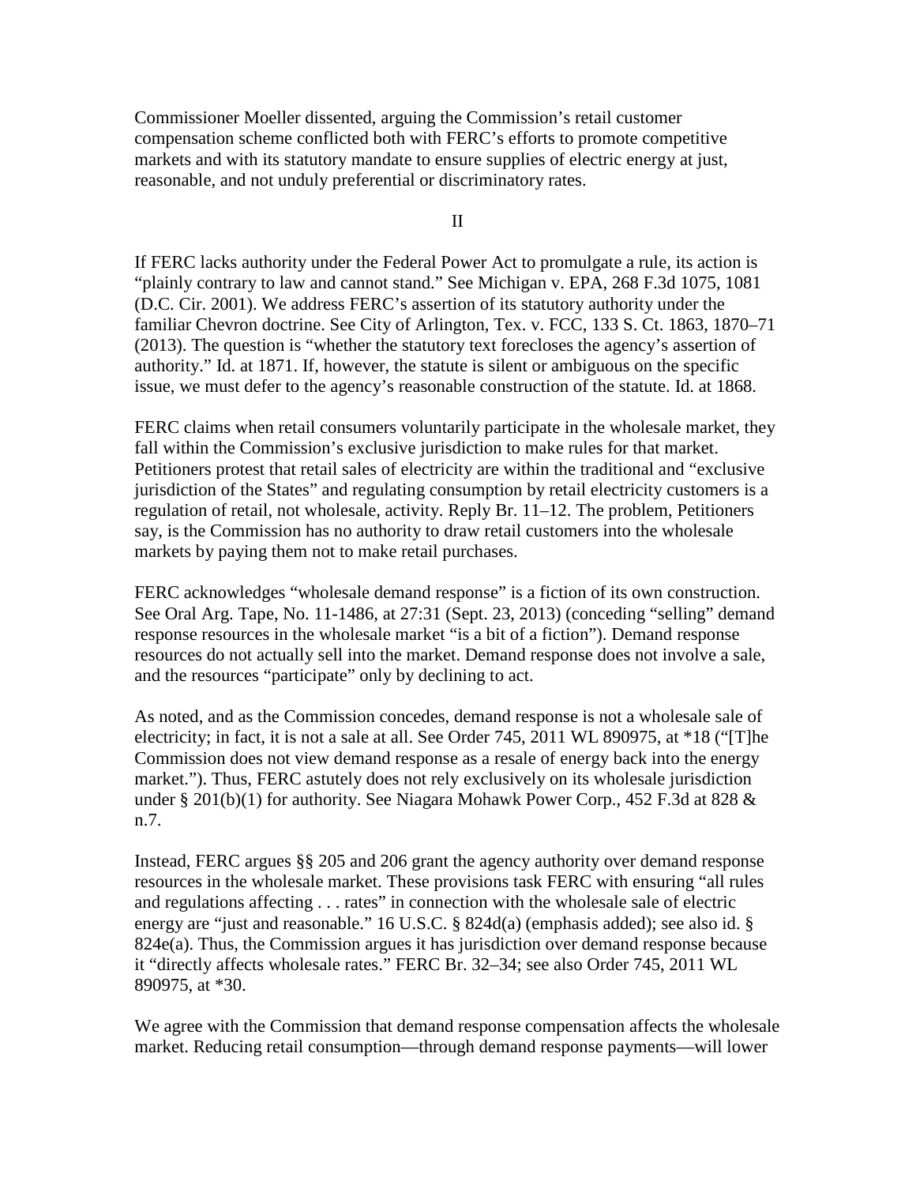Commissioner Moeller dissented, arguing the Commission's retail customer compensation scheme conflicted both with FERC's efforts to promote competitive markets and with its statutory mandate to ensure supplies of electric energy at just, reasonable, and not unduly preferential or discriminatory rates.

## II

If FERC lacks authority under the Federal Power Act to promulgate a rule, its action is "plainly contrary to law and cannot stand." See Michigan v. EPA, 268 F.3d 1075, 1081 (D.C. Cir. 2001). We address FERC's assertion of its statutory authority under the familiar Chevron doctrine. See City of Arlington, Tex. v. FCC, 133 S. Ct. 1863, 1870–71 (2013). The question is "whether the statutory text forecloses the agency's assertion of authority." Id. at 1871. If, however, the statute is silent or ambiguous on the specific issue, we must defer to the agency's reasonable construction of the statute. Id. at 1868.

FERC claims when retail consumers voluntarily participate in the wholesale market, they fall within the Commission's exclusive jurisdiction to make rules for that market. Petitioners protest that retail sales of electricity are within the traditional and "exclusive jurisdiction of the States" and regulating consumption by retail electricity customers is a regulation of retail, not wholesale, activity. Reply Br. 11–12. The problem, Petitioners say, is the Commission has no authority to draw retail customers into the wholesale markets by paying them not to make retail purchases.

FERC acknowledges "wholesale demand response" is a fiction of its own construction. See Oral Arg. Tape, No. 11-1486, at 27:31 (Sept. 23, 2013) (conceding "selling" demand response resources in the wholesale market "is a bit of a fiction"). Demand response resources do not actually sell into the market. Demand response does not involve a sale, and the resources "participate" only by declining to act.

As noted, and as the Commission concedes, demand response is not a wholesale sale of electricity; in fact, it is not a sale at all. See Order 745, 2011 WL 890975, at *18 ("[T]he Commission does not view demand response as a resale of energy back into the energy market."). Thus, FERC astutely does not rely exclusively on its wholesale jurisdiction under § 201(b)(1) for authority. See Niagara Mohawk Power Corp., 452 F.3d at 828 & n.7.

Instead, FERC argues §§ 205 and 206 grant the agency authority over demand response resources in the wholesale market. These provisions task FERC with ensuring "all rules and regulations affecting . . . rates" in connection with the wholesale sale of electric energy are "just and reasonable." 16 U.S.C. § 824d(a) (emphasis added); see also id. § 824e(a). Thus, the Commission argues it has jurisdiction over demand response because it "directly affects wholesale rates." FERC Br. 32–34; see also Order 745, 2011 WL 890975, at *30.

We agree with the Commission that demand response compensation affects the wholesale market. Reducing retail consumption—through demand response payments—will lower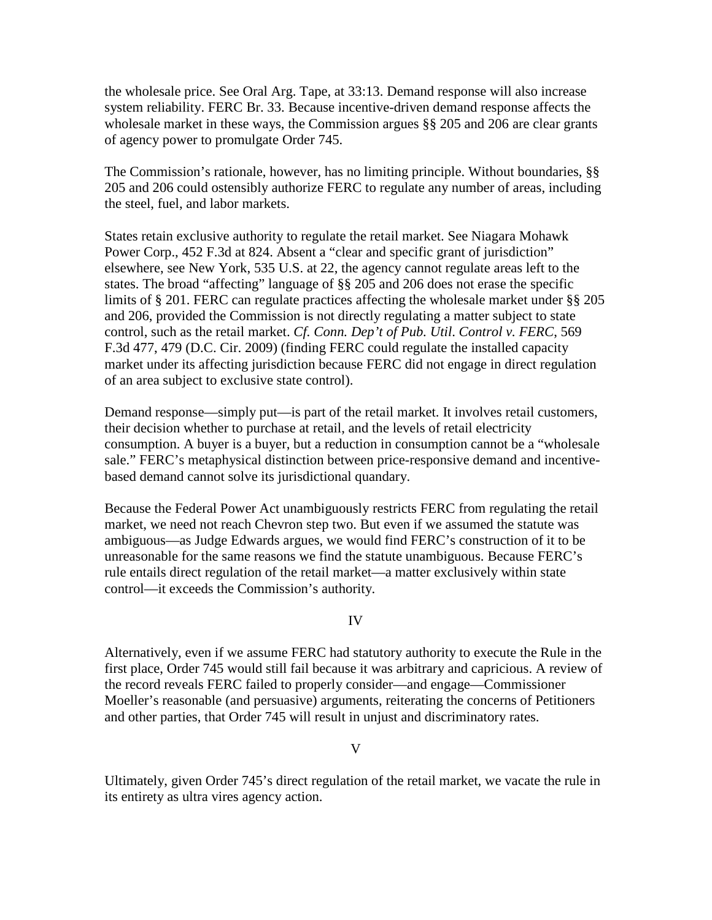the wholesale price. See Oral Arg. Tape, at 33:13. Demand response will also increase system reliability. FERC Br. 33. Because incentive-driven demand response affects the wholesale market in these ways, the Commission argues §§ 205 and 206 are clear grants of agency power to promulgate Order 745.

The Commission's rationale, however, has no limiting principle. Without boundaries, §§ 205 and 206 could ostensibly authorize FERC to regulate any number of areas, including the steel, fuel, and labor markets.

States retain exclusive authority to regulate the retail market. See Niagara Mohawk Power Corp., 452 F.3d at 824. Absent a "clear and specific grant of jurisdiction" elsewhere, see New York, 535 U.S. at 22, the agency cannot regulate areas left to the states. The broad "affecting" language of §§ 205 and 206 does not erase the specific limits of § 201. FERC can regulate practices affecting the wholesale market under §§ 205 and 206, provided the Commission is not directly regulating a matter subject to state control, such as the retail market. *Cf. Conn. Dep't of Pub. Util. Control v. FERC*, 569 F.3d 477, 479 (D.C. Cir. 2009) (finding FERC could regulate the installed capacity market under its affecting jurisdiction because FERC did not engage in direct regulation of an area subject to exclusive state control).

Demand response—simply put—is part of the retail market. It involves retail customers, their decision whether to purchase at retail, and the levels of retail electricity consumption. A buyer is a buyer, but a reduction in consumption cannot be a "wholesale sale." FERC's metaphysical distinction between price-responsive demand and incentive-based demand cannot solve its jurisdictional quandary.

Because the Federal Power Act unambiguously restricts FERC from regulating the retail market, we need not reach Chevron step two. But even if we assumed the statute was ambiguous—as Judge Edwards argues, we would find FERC's construction of it to be unreasonable for the same reasons we find the statute unambiguous. Because FERC's rule entails direct regulation of the retail market—a matter exclusively within state control—it exceeds the Commission's authority.

## IV

Alternatively, even if we assume FERC had statutory authority to execute the Rule in the first place, Order 745 would still fail because it was arbitrary and capricious. A review of the record reveals FERC failed to properly consider—and engage—Commissioner Moeller's reasonable (and persuasive) arguments, reiterating the concerns of Petitioners and other parties, that Order 745 will result in unjust and discriminatory rates.

## V

Ultimately, given Order 745's direct regulation of the retail market, we vacate the rule in its entirety as ultra vires agency action.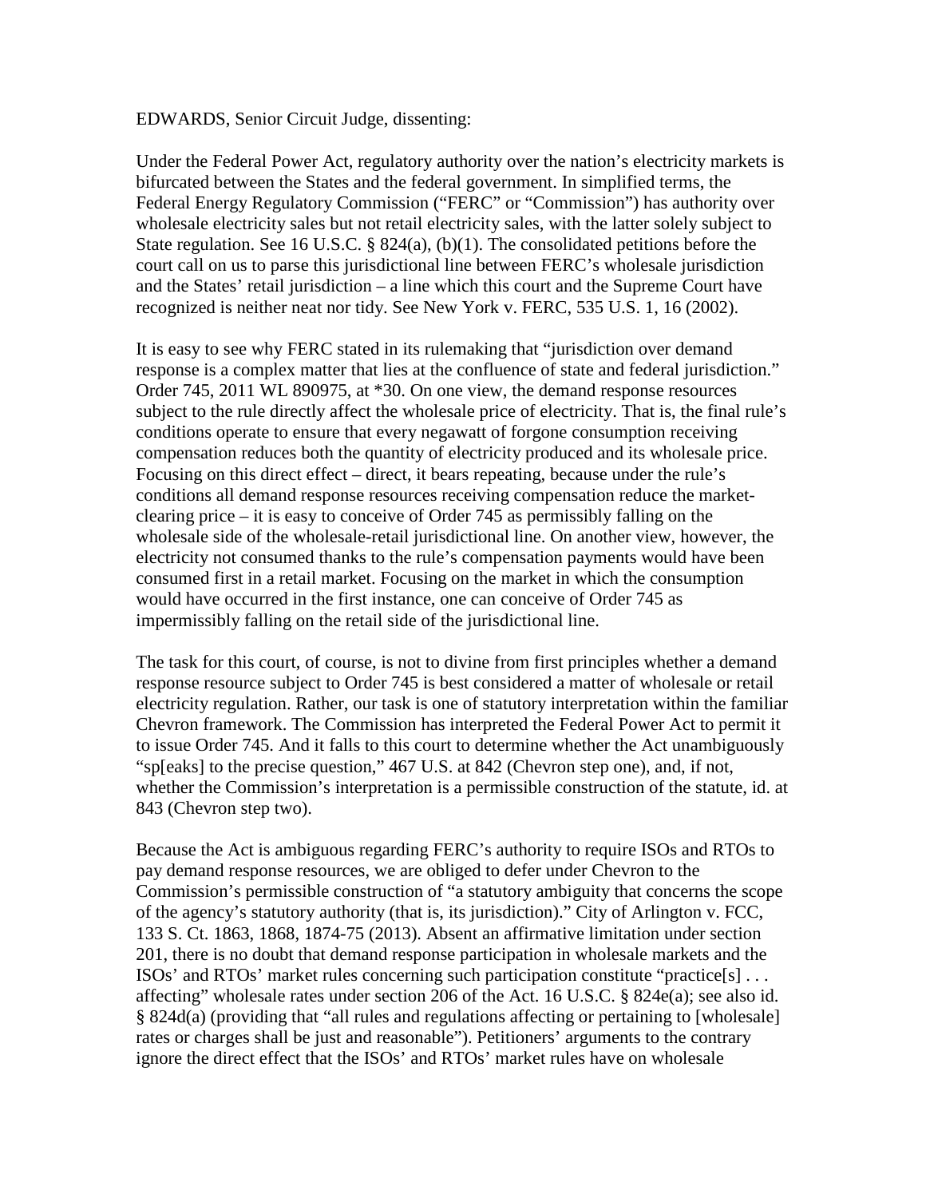EDWARDS, Senior Circuit Judge, dissenting:

Under the Federal Power Act, regulatory authority over the nation's electricity markets is bifurcated between the States and the federal government. In simplified terms, the Federal Energy Regulatory Commission ("FERC" or "Commission") has authority over wholesale electricity sales but not retail electricity sales, with the latter solely subject to State regulation. See 16 U.S.C. § 824(a), (b)(1). The consolidated petitions before the court call on us to parse this jurisdictional line between FERC's wholesale jurisdiction and the States' retail jurisdiction – a line which this court and the Supreme Court have recognized is neither neat nor tidy. See New York v. FERC, 535 U.S. 1, 16 (2002).

It is easy to see why FERC stated in its rulemaking that "jurisdiction over demand response is a complex matter that lies at the confluence of state and federal jurisdiction." Order 745, 2011 WL 890975, at *30. On one view, the demand response resources subject to the rule directly affect the wholesale price of electricity. That is, the final rule's conditions operate to ensure that every negawatt of forgone consumption receiving compensation reduces both the quantity of electricity produced and its wholesale price. Focusing on this direct effect – direct, it bears repeating, because under the rule's conditions all demand response resources receiving compensation reduce the market-clearing price – it is easy to conceive of Order 745 as permissibly falling on the wholesale side of the wholesale-retail jurisdictional line. On another view, however, the electricity not consumed thanks to the rule's compensation payments would have been consumed first in a retail market. Focusing on the market in which the consumption would have occurred in the first instance, one can conceive of Order 745 as impermissibly falling on the retail side of the jurisdictional line.

The task for this court, of course, is not to divine from first principles whether a demand response resource subject to Order 745 is best considered a matter of wholesale or retail electricity regulation. Rather, our task is one of statutory interpretation within the familiar Chevron framework. The Commission has interpreted the Federal Power Act to permit it to issue Order 745. And it falls to this court to determine whether the Act unambiguously "sp[eaks] to the precise question," 467 U.S. at 842 (Chevron step one), and, if not, whether the Commission's interpretation is a permissible construction of the statute, id. at 843 (Chevron step two).

Because the Act is ambiguous regarding FERC's authority to require ISOs and RTOs to pay demand response resources, we are obliged to defer under Chevron to the Commission's permissible construction of "a statutory ambiguity that concerns the scope of the agency's statutory authority (that is, its jurisdiction)." City of Arlington v. FCC, 133 S. Ct. 1863, 1868, 1874-75 (2013). Absent an affirmative limitation under section 201, there is no doubt that demand response participation in wholesale markets and the ISOs' and RTOs' market rules concerning such participation constitute "practice[s] . . . affecting" wholesale rates under section 206 of the Act. 16 U.S.C. § 824e(a); see also id. § 824d(a) (providing that "all rules and regulations affecting or pertaining to [wholesale] rates or charges shall be just and reasonable"). Petitioners' arguments to the contrary ignore the direct effect that the ISOs' and RTOs' market rules have on wholesale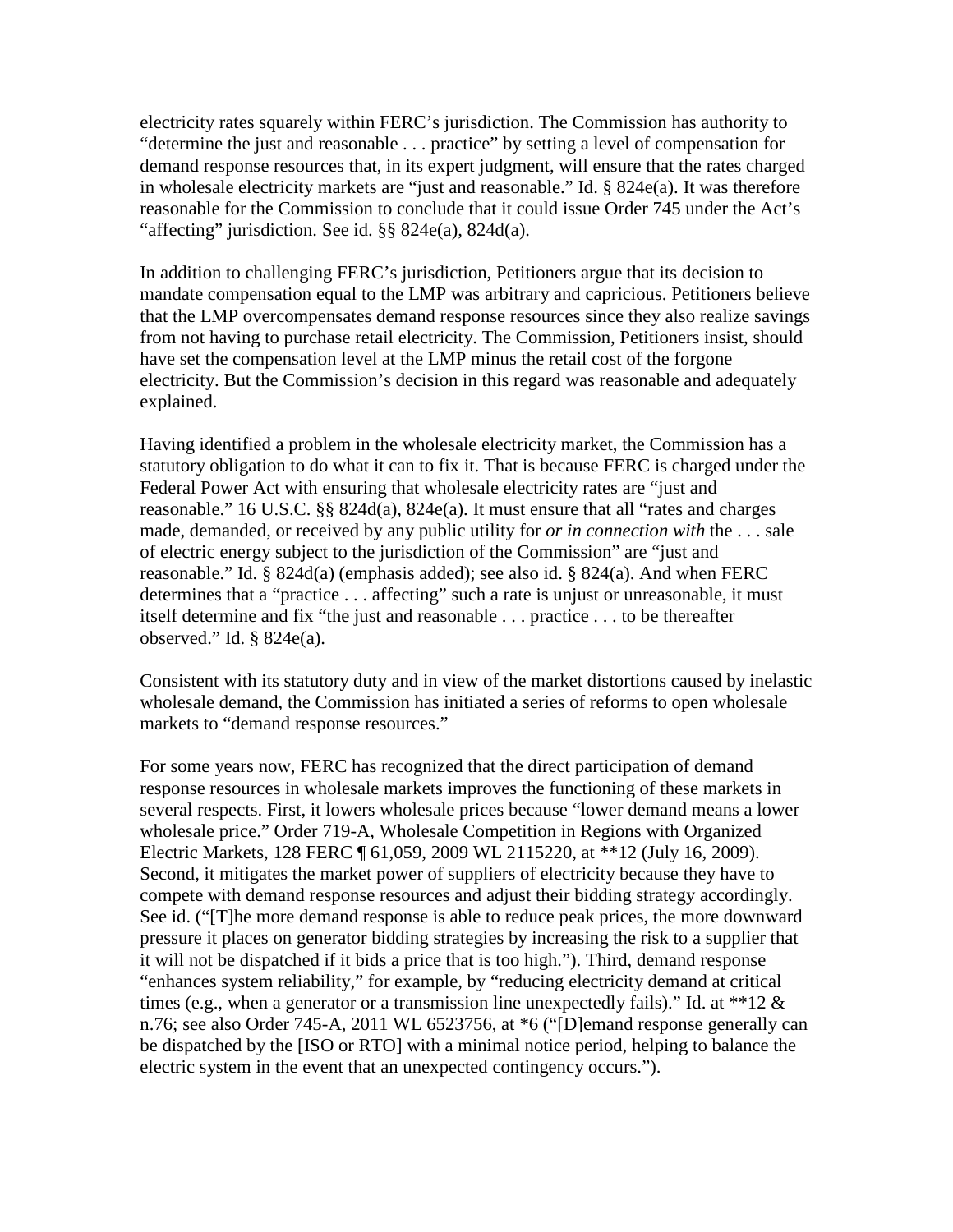electricity rates squarely within FERC's jurisdiction. The Commission has authority to "determine the just and reasonable . . . practice" by setting a level of compensation for demand response resources that, in its expert judgment, will ensure that the rates charged in wholesale electricity markets are "just and reasonable." Id. § 824e(a). It was therefore reasonable for the Commission to conclude that it could issue Order 745 under the Act's "affecting" jurisdiction. See id. §§ 824e(a), 824d(a).

In addition to challenging FERC's jurisdiction, Petitioners argue that its decision to mandate compensation equal to the LMP was arbitrary and capricious. Petitioners believe that the LMP overcompensates demand response resources since they also realize savings from not having to purchase retail electricity. The Commission, Petitioners insist, should have set the compensation level at the LMP minus the retail cost of the forgone electricity. But the Commission's decision in this regard was reasonable and adequately explained.

Having identified a problem in the wholesale electricity market, the Commission has a statutory obligation to do what it can to fix it. That is because FERC is charged under the Federal Power Act with ensuring that wholesale electricity rates are "just and reasonable." 16 U.S.C. §§ 824d(a), 824e(a). It must ensure that all "rates and charges made, demanded, or received by any public utility for *or in connection with* the . . . sale of electric energy subject to the jurisdiction of the Commission" are "just and reasonable." Id. § 824d(a) (emphasis added); see also id. § 824(a). And when FERC determines that a "practice . . . affecting" such a rate is unjust or unreasonable, it must itself determine and fix "the just and reasonable . . . practice . . . to be thereafter observed." Id. § 824e(a).

Consistent with its statutory duty and in view of the market distortions caused by inelastic wholesale demand, the Commission has initiated a series of reforms to open wholesale markets to "demand response resources."

For some years now, FERC has recognized that the direct participation of demand response resources in wholesale markets improves the functioning of these markets in several respects. First, it lowers wholesale prices because "lower demand means a lower wholesale price." Order 719-A, Wholesale Competition in Regions with Organized Electric Markets, 128 FERC ¶ 61,059, 2009 WL 2115220, at **12 (July 16, 2009). Second, it mitigates the market power of suppliers of electricity because they have to compete with demand response resources and adjust their bidding strategy accordingly. See id. ("[T]he more demand response is able to reduce peak prices, the more downward pressure it places on generator bidding strategies by increasing the risk to a supplier that it will not be dispatched if it bids a price that is too high."). Third, demand response "enhances system reliability," for example, by "reducing electricity demand at critical times (e.g., when a generator or a transmission line unexpectedly fails)." Id. at **12 & n.76; see also Order 745-A, 2011 WL 6523756, at *6 ("[D]emand response generally can be dispatched by the [ISO or RTO] with a minimal notice period, helping to balance the electric system in the event that an unexpected contingency occurs.").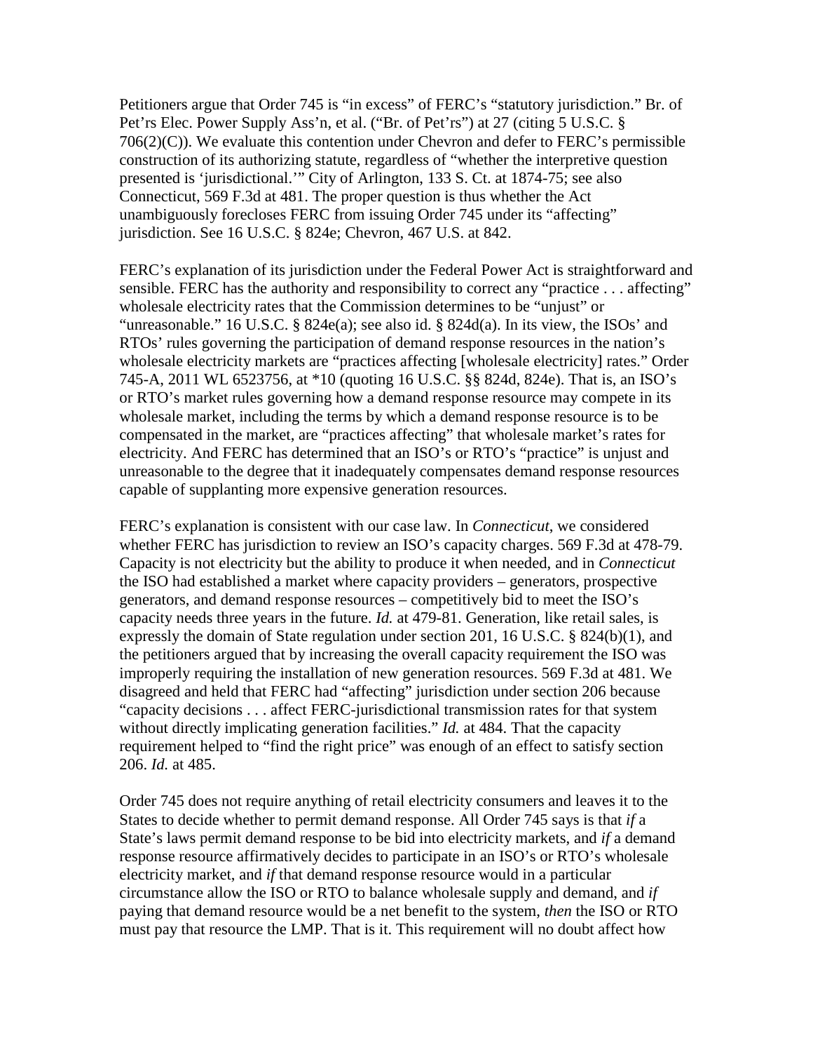Petitioners argue that Order 745 is "in excess" of FERC's "statutory jurisdiction." Br. of Pet'rs Elec. Power Supply Ass'n, et al. ("Br. of Pet'rs") at 27 (citing 5 U.S.C. § 706(2)(C)). We evaluate this contention under Chevron and defer to FERC's permissible construction of its authorizing statute, regardless of "whether the interpretive question presented is 'jurisdictional.'" City of Arlington, 133 S. Ct. at 1874-75; see also Connecticut, 569 F.3d at 481. The proper question is thus whether the Act unambiguously forecloses FERC from issuing Order 745 under its "affecting" jurisdiction. See 16 U.S.C. § 824e; Chevron, 467 U.S. at 842.

FERC's explanation of its jurisdiction under the Federal Power Act is straightforward and sensible. FERC has the authority and responsibility to correct any "practice . . . affecting" wholesale electricity rates that the Commission determines to be "unjust" or "unreasonable." 16 U.S.C. § 824e(a); see also id. § 824d(a). In its view, the ISOs' and RTOs' rules governing the participation of demand response resources in the nation's wholesale electricity markets are "practices affecting [wholesale electricity] rates." Order 745-A, 2011 WL 6523756, at *10 (quoting 16 U.S.C. §§ 824d, 824e). That is, an ISO's or RTO's market rules governing how a demand response resource may compete in its wholesale market, including the terms by which a demand response resource is to be compensated in the market, are "practices affecting" that wholesale market's rates for electricity. And FERC has determined that an ISO's or RTO's "practice" is unjust and unreasonable to the degree that it inadequately compensates demand response resources capable of supplanting more expensive generation resources.

FERC's explanation is consistent with our case law. In *Connecticut*, we considered whether FERC has jurisdiction to review an ISO's capacity charges. 569 F.3d at 478-79. Capacity is not electricity but the ability to produce it when needed, and in *Connecticut* the ISO had established a market where capacity providers – generators, prospective generators, and demand response resources – competitively bid to meet the ISO's capacity needs three years in the future. *Id.* at 479-81. Generation, like retail sales, is expressly the domain of State regulation under section 201, 16 U.S.C. § 824(b)(1), and the petitioners argued that by increasing the overall capacity requirement the ISO was improperly requiring the installation of new generation resources. 569 F.3d at 481. We disagreed and held that FERC had "affecting" jurisdiction under section 206 because "capacity decisions . . . affect FERC-jurisdictional transmission rates for that system without directly implicating generation facilities." *Id.* at 484. That the capacity requirement helped to "find the right price" was enough of an effect to satisfy section 206. *Id.* at 485.

Order 745 does not require anything of retail electricity consumers and leaves it to the States to decide whether to permit demand response. All Order 745 says is that *if* a State's laws permit demand response to be bid into electricity markets, and *if* a demand response resource affirmatively decides to participate in an ISO's or RTO's wholesale electricity market, and *if* that demand response resource would in a particular circumstance allow the ISO or RTO to balance wholesale supply and demand, and *if* paying that demand resource would be a net benefit to the system, *then* the ISO or RTO must pay that resource the LMP. That is it. This requirement will no doubt affect how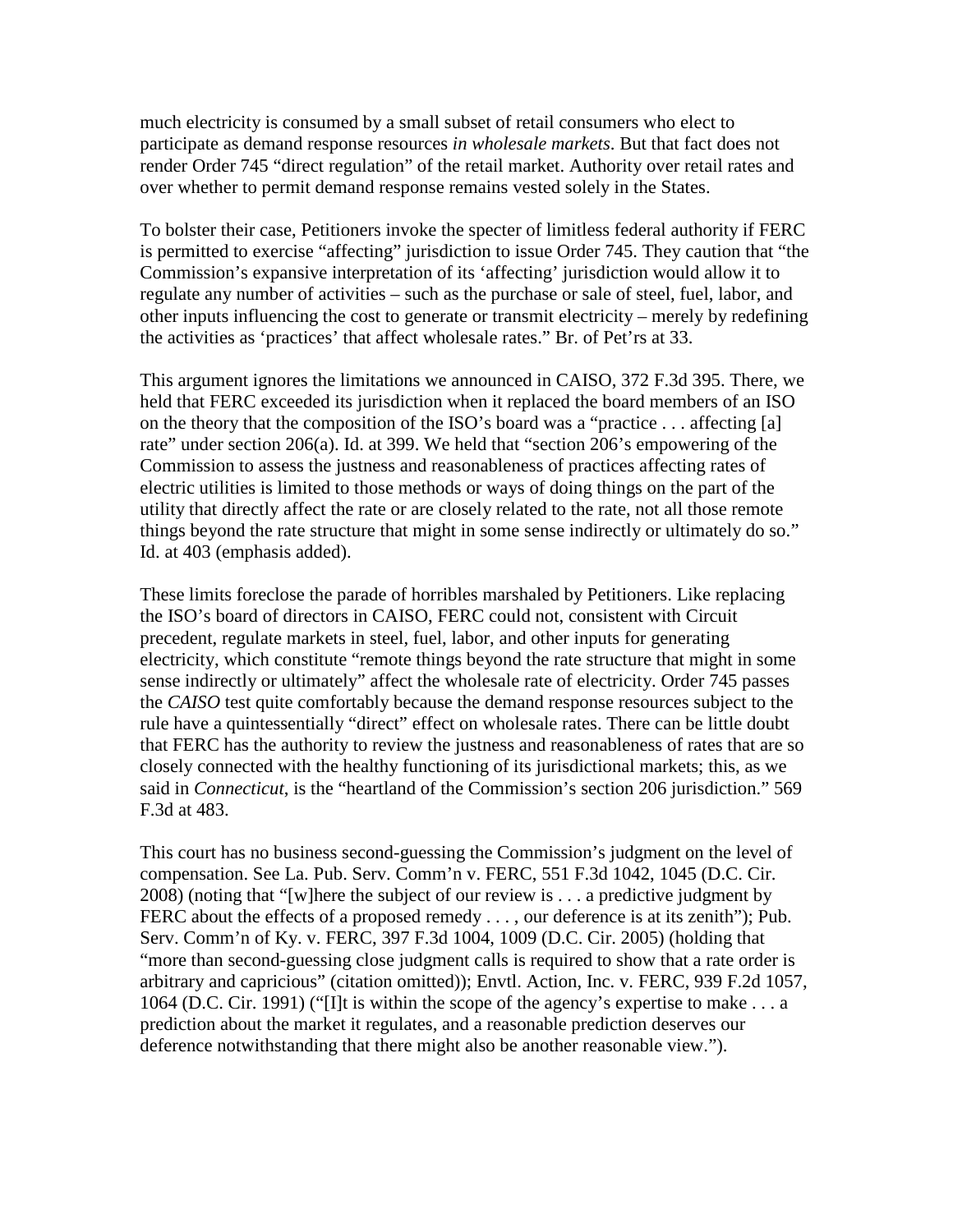much electricity is consumed by a small subset of retail consumers who elect to participate as demand response resources *in wholesale markets*. But that fact does not render Order 745 "direct regulation" of the retail market. Authority over retail rates and over whether to permit demand response remains vested solely in the States.

To bolster their case, Petitioners invoke the specter of limitless federal authority if FERC is permitted to exercise "affecting" jurisdiction to issue Order 745. They caution that "the Commission's expansive interpretation of its 'affecting' jurisdiction would allow it to regulate any number of activities – such as the purchase or sale of steel, fuel, labor, and other inputs influencing the cost to generate or transmit electricity – merely by redefining the activities as 'practices' that affect wholesale rates." Br. of Pet'rs at 33.

This argument ignores the limitations we announced in CAISO, 372 F.3d 395. There, we held that FERC exceeded its jurisdiction when it replaced the board members of an ISO on the theory that the composition of the ISO's board was a "practice . . . affecting [a] rate" under section 206(a). Id. at 399. We held that "section 206's empowering of the Commission to assess the justness and reasonableness of practices affecting rates of electric utilities is limited to those methods or ways of doing things on the part of the utility that directly affect the rate or are closely related to the rate, not all those remote things beyond the rate structure that might in some sense indirectly or ultimately do so." Id. at 403 (emphasis added).

These limits foreclose the parade of horribles marshaled by Petitioners. Like replacing the ISO's board of directors in CAISO, FERC could not, consistent with Circuit precedent, regulate markets in steel, fuel, labor, and other inputs for generating electricity, which constitute "remote things beyond the rate structure that might in some sense indirectly or ultimately" affect the wholesale rate of electricity. Order 745 passes the *CAISO* test quite comfortably because the demand response resources subject to the rule have a quintessentially "direct" effect on wholesale rates. There can be little doubt that FERC has the authority to review the justness and reasonableness of rates that are so closely connected with the healthy functioning of its jurisdictional markets; this, as we said in *Connecticut*, is the "heartland of the Commission's section 206 jurisdiction." 569 F.3d at 483.

This court has no business second-guessing the Commission's judgment on the level of compensation. See La. Pub. Serv. Comm'n v. FERC, 551 F.3d 1042, 1045 (D.C. Cir. 2008) (noting that "[w]here the subject of our review is . . . a predictive judgment by FERC about the effects of a proposed remedy . . . , our deference is at its zenith"); Pub. Serv. Comm'n of Ky. v. FERC, 397 F.3d 1004, 1009 (D.C. Cir. 2005) (holding that "more than second-guessing close judgment calls is required to show that a rate order is arbitrary and capricious" (citation omitted)); Envtl. Action, Inc. v. FERC, 939 F.2d 1057, 1064 (D.C. Cir. 1991) ("[I]t is within the scope of the agency's expertise to make . . . a prediction about the market it regulates, and a reasonable prediction deserves our deference notwithstanding that there might also be another reasonable view.").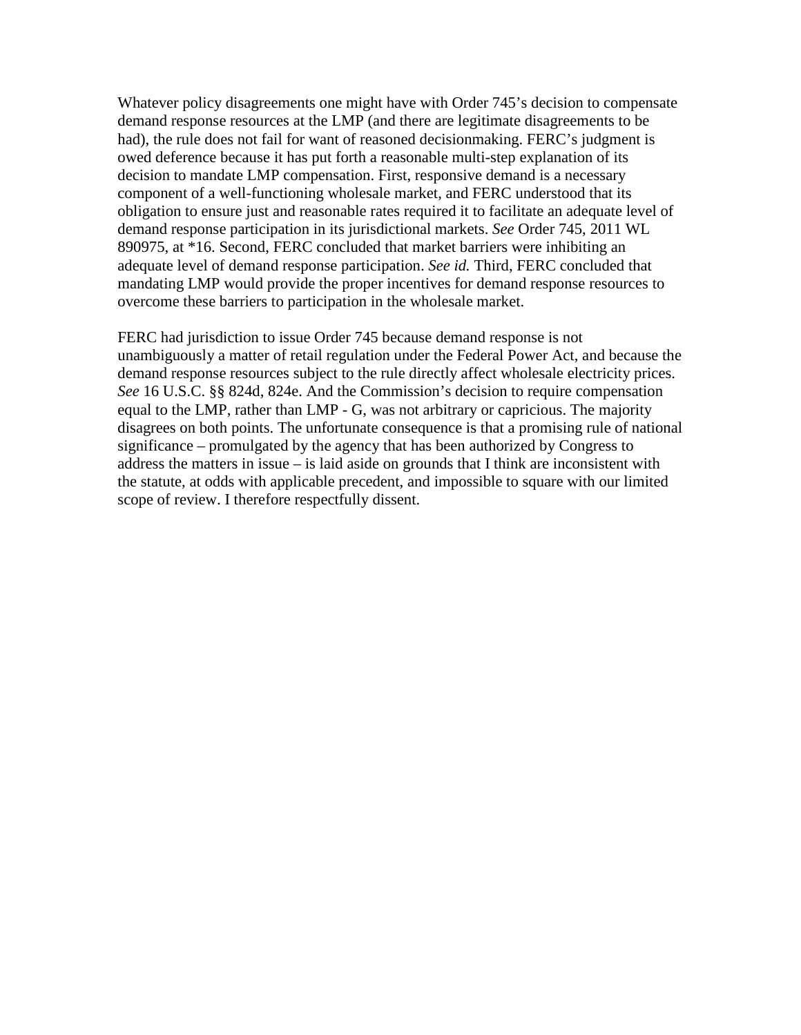Whatever policy disagreements one might have with Order 745's decision to compensate demand response resources at the LMP (and there are legitimate disagreements to be had), the rule does not fail for want of reasoned decisionmaking. FERC's judgment is owed deference because it has put forth a reasonable multi-step explanation of its decision to mandate LMP compensation. First, responsive demand is a necessary component of a well-functioning wholesale market, and FERC understood that its obligation to ensure just and reasonable rates required it to facilitate an adequate level of demand response participation in its jurisdictional markets. *See* Order 745, 2011 WL 890975, at *16. Second, FERC concluded that market barriers were inhibiting an adequate level of demand response participation. *See id.* Third, FERC concluded that mandating LMP would provide the proper incentives for demand response resources to overcome these barriers to participation in the wholesale market.

FERC had jurisdiction to issue Order 745 because demand response is not unambiguously a matter of retail regulation under the Federal Power Act, and because the demand response resources subject to the rule directly affect wholesale electricity prices. *See* 16 U.S.C. §§ 824d, 824e. And the Commission's decision to require compensation equal to the LMP, rather than LMP - G, was not arbitrary or capricious. The majority disagrees on both points. The unfortunate consequence is that a promising rule of national significance – promulgated by the agency that has been authorized by Congress to address the matters in issue – is laid aside on grounds that I think are inconsistent with the statute, at odds with applicable precedent, and impossible to square with our limited scope of review. I therefore respectfully dissent.